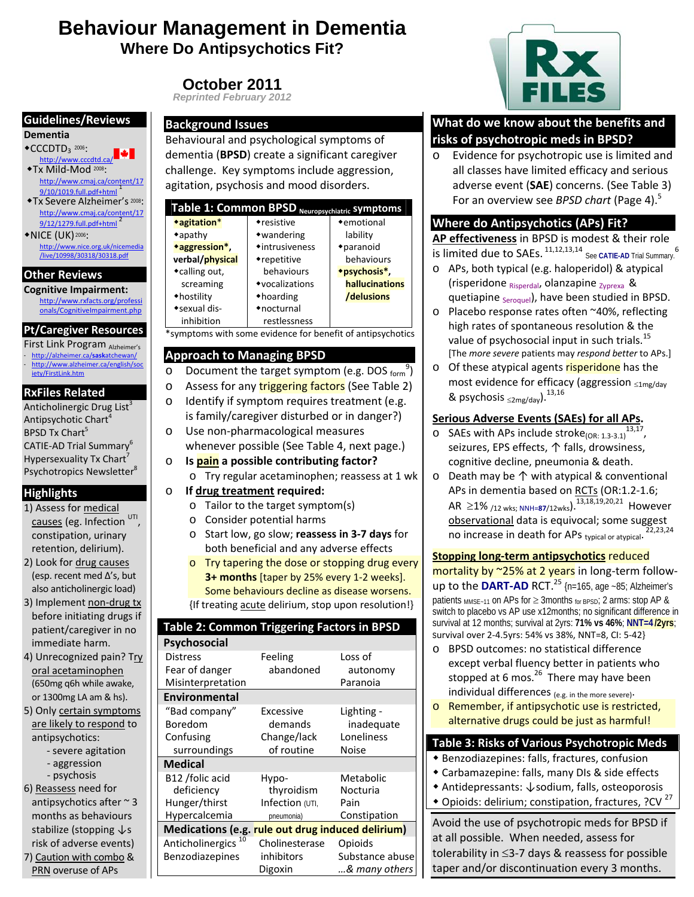# Behaviour Management in Dementia

## Where Do Antipsychotics Fit?

**October 2011**

*Reprinted February 2012*

## Guidelines/Reviews

**Dementia**

- CCCDTD3 2006: http://www.cccdtd.ca/
- Tx Mild-Mod 2008: http://www.cmaj.ca/content/179/10/1019.full.pdf+html [1]
- Tx Severe Alzheimer's 2008: http://www.cmaj.ca/content/179/12/1279.full.pdf+html [2]
- NICE (UK) 2006: http://www.nice.org.uk/nicemedia/live/10998/30318/30318.pdf

## Other Reviews

**Cognitive Impairment:** http://www.rxfacts.org/professionals/CognitiveImpairment.php

## Pt/Caregiver Resources

First Link Program Alzheimer's

- http://alzheimer.ca/saskatchewan/
- http://www.alzheimer.ca/english/society/FirstLink.htm

## RxFiles Related

Anticholinergic Drug List[3]
Antipsychotic Chart[4]
BPSD Tx Chart[5]
CATIE-AD Trial Summary[6]
Hypersexuality Tx Chart[7]
Psychotropics Newsletter[8]

## Highlights

1) Assess for medical causes (eg. Infection UTI, constipation, urinary retention, delirium).
2) Look for drug causes (esp. recent med Δ's, but also anticholinergic load)
3) Implement non-drug tx before initiating drugs if patient/caregiver in no immediate harm.
4) Unrecognized pain? Try oral acetaminophen (650mg q6h while awake, or 1300mg LA am & hs).
5) Only certain symptoms are likely to respond to antipsychotics:
   - severe agitation
   - aggression
   - psychosis
6) Reassess need for antipsychotics after ~ 3 months as behaviours stabilize (stopping ↓s risk of adverse events)
7) Caution with combo & PRN overuse of APs

## Background Issues

Behavioural and psychological symptoms of dementia (**BPSD**) create a significant caregiver challenge. Key symptoms include aggression, agitation, psychosis and mood disorders.

**Table 1: Common BPSD Neuropsychiatric symptoms**

| | | |
|---|---|---|
| ◆**agitation***<br>◆apathy<br>◆**aggression*, verbal/physical**<br>◆calling out, screaming<br>◆hostility<br>◆sexual dis-inhibition | ◆resistive<br>◆wandering<br>◆intrusiveness<br>◆repetitive behaviours<br>◆vocalizations<br>◆hoarding<br>◆nocturnal restlessness | ◆emotional lability<br>◆paranoid behaviours<br>◆**psychosis*, hallucinations /delusions** |

*symptoms with some evidence for benefit of antipsychotics

## Approach to Managing BPSD

- Document the target symptom (e.g. DOS form[9])
- Assess for any triggering factors (See Table 2)
- Identify if symptom requires treatment (e.g. is family/caregiver disturbed or in danger?)
- Use non-pharmacological measures whenever possible (See Table 4, next page.)
- **Is pain a possible contributing factor?**
  - Try regular acetaminophen; reassess at 1 wk
- **If drug treatment required:**
  - Tailor to the target symptom(s)
  - Consider potential harms
  - Start low, go slow; **reassess in 3-7 days** for both beneficial and any adverse effects
  - Try tapering the dose or stopping drug every **3+ months** [taper by 25% every 1-2 weeks]. Some behaviours decline as disease worsens.

{If treating acute delirium, stop upon resolution!}

**Table 2: Common Triggering Factors in BPSD**

| | | |
|---|---|---|
| **Psychosocial** | | |
| Distress<br>Fear of danger<br>Misinterpretation | Feeling abandoned | Loss of autonomy<br>Paranoia |
| **Environmental** | | |
| "Bad company"<br>Boredom<br>Confusing surroundings | Excessive demands<br>Change/lack of routine | Lighting - inadequate<br>Loneliness<br>Noise |
| **Medical** | | |
| B12 /folic acid deficiency<br>Hunger/thirst<br>Hypercalcemia | Hypo-thyroidism<br>Infection (UTI, pneumonia) | Metabolic<br>Nocturia<br>Pain<br>Constipation |
| **Medications (e.g. rule out drug induced delirium)** | | |
| Anticholinergics[10]<br>Benzodiazepines | Cholinesterase inhibitors<br>Digoxin | Opioids<br>Substance abuse<br>...& many others |

## What do we know about the benefits and risks of psychotropic meds in BPSD?

- Evidence for psychotropic use is limited and all classes have limited efficacy and serious adverse event (**SAE**) concerns. (See Table 3) For an overview see *BPSD chart* (Page 4).[5]

## Where do Antipsychotics (APs) Fit?

**AP effectiveness** in BPSD is modest & their role is limited due to SAEs.[11,12,13,14] See CATIE-AD Trial Summary.[6]

- APs, both typical (e.g. haloperidol) & atypical (risperidone Risperdal, olanzapine Zyprexa & quetiapine Seroquel), have been studied in BPSD.
- Placebo response rates often ~40%, reflecting high rates of spontaneous resolution & the value of psychosocial input in such trials.[15] [The *more severe* patients may *respond better* to APs.]
- Of these atypical agents risperidone has the most evidence for efficacy (aggression ≤1mg/day & psychosis ≤2mg/day).[13,16]

**Serious Adverse Events (SAEs) for all APs.**

- SAEs with APs include stroke (OR: 1.3-3.1)[13,17], seizures, EPS effects, ↑ falls, drowsiness, cognitive decline, pneumonia & death.
- Death may be ↑ with atypical & conventional APs in dementia based on RCTs (OR:1.2-1.6; AR ≥1% /12 wks; NNH=87/12wks).[13,18,19,20,21] However observational data is equivocal; some suggest no increase in death for APs typical or atypical.[22,23,24]

**Stopping long-term antipsychotics** reduced mortality by ~25% at 2 years in long-term follow-up to the **DART-AD** RCT.[25] {n=165, age ~85; Alzheimer's patients MMSE~11 on APs for ≥ 3months for BPSD; 2 arms: stop AP & switch to placebo vs AP use x12months; no significant difference in survival at 12 months; survival at 2yrs: **71% vs 46%**; **NNT=4 /2yrs**; survival over 2-4.5yrs: 54% vs 38%, NNT=8, CI: 5-42}

- BPSD outcomes: no statistical difference except verbal fluency better in patients who stopped at 6 mos.[26] There may have been individual differences (e.g. in the more severe).
- Remember, if antipsychotic use is restricted, alternative drugs could be just as harmful!

**Table 3: Risks of Various Psychotropic Meds**

- Benzodiazepines: falls, fractures, confusion
- Carbamazepine: falls, many DIs & side effects
- Antidepressants: ↓sodium, falls, osteoporosis
- Opioids: delirium; constipation, fractures, ?CV[27]

Avoid the use of psychotropic meds for BPSD if at all possible. When needed, assess for tolerability in ≤3-7 days & reassess for possible taper and/or discontinuation every 3 months.